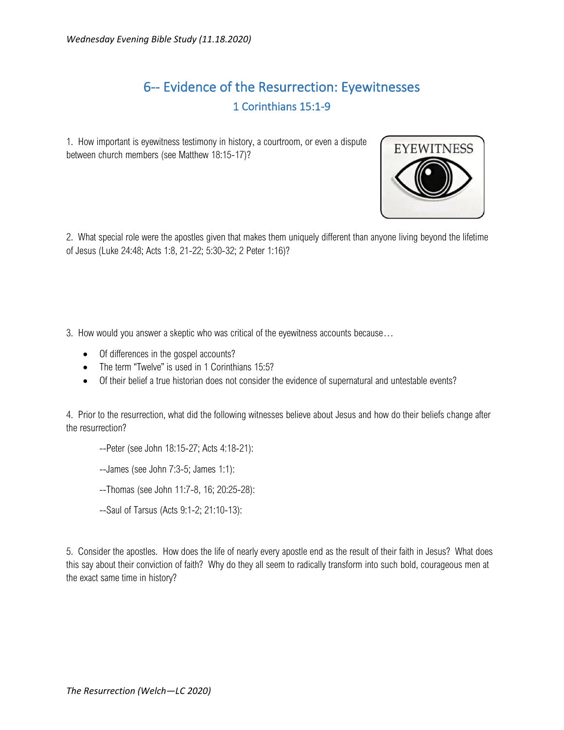*Wednesday Evening Bible Study (11.18.2020)*

# 6-- Evidence of the Resurrection: Eyewitnesses

## 1 Corinthians 15:1-9

1. How important is eyewitness testimony in history, a courtroom, or even a dispute between church members (see Matthew 18:15-17)?

2. What special role were the apostles given that makes them uniquely different than anyone living beyond the lifetime of Jesus (Luke 24:48; Acts 1:8, 21-22; 5:30-32; 2 Peter 1:16)?

3. How would you answer a skeptic who was critical of the eyewitness accounts because…

- Of differences in the gospel accounts?
- The term "Twelve" is used in 1 Corinthians 15:5?
- Of their belief a true historian does not consider the evidence of supernatural and untestable events?

4. Prior to the resurrection, what did the following witnesses believe about Jesus and how do their beliefs change after the resurrection?

--Peter (see John 18:15-27; Acts 4:18-21):

--James (see John 7:3-5; James 1:1):

--Thomas (see John 11:7-8, 16; 20:25-28):

--Saul of Tarsus (Acts 9:1-2; 21:10-13):

5. Consider the apostles. How does the life of nearly every apostle end as the result of their faith in Jesus? What does this say about their conviction of faith? Why do they all seem to radically transform into such bold, courageous men at the exact same time in history?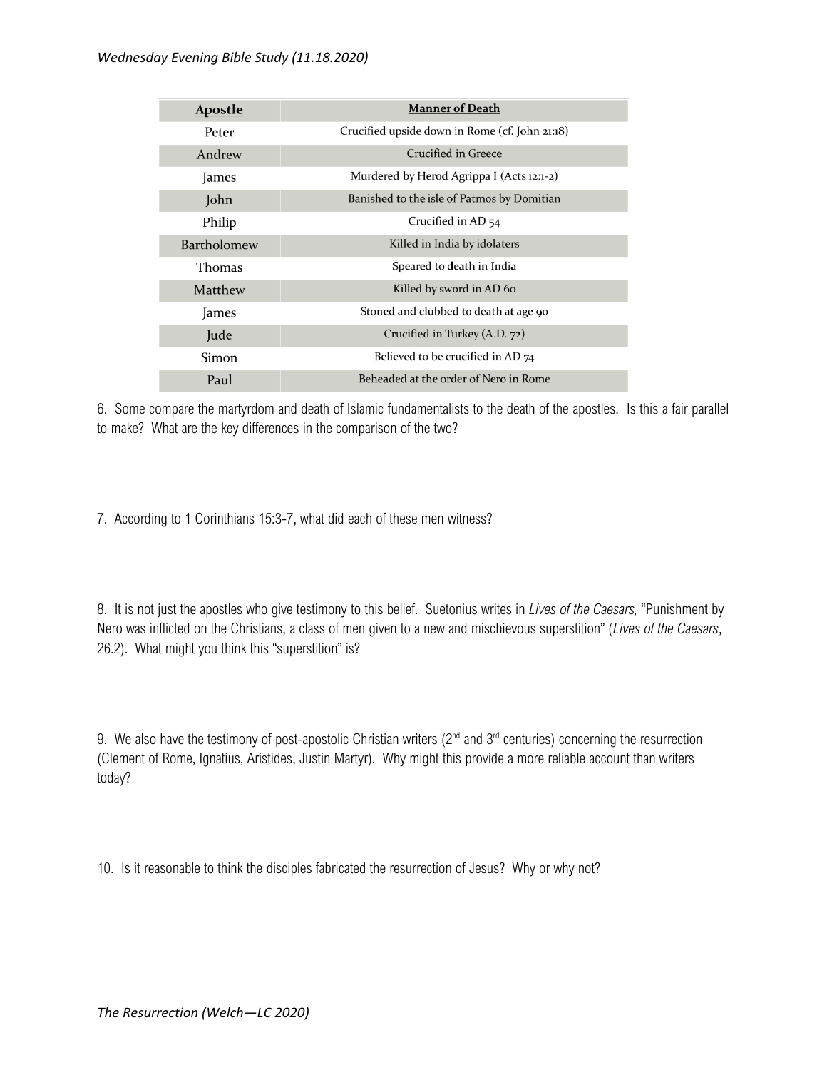| Apostle | Manner of Death |
| --- | --- |
| Peter | Crucified upside down in Rome (cf. John 21:18) |
| Andrew | Crucified in Greece |
| James | Murdered by Herod Agrippa I (Acts 12:1-2) |
| John | Banished to the isle of Patmos by Domitian |
| Philip | Crucified in AD 54 |
| Bartholomew | Killed in India by idolaters |
| Thomas | Speared to death in India |
| Matthew | Killed by sword in AD 60 |
| James | Stoned and clubbed to death at age 90 |
| Jude | Crucified in Turkey (A.D. 72) |
| Simon | Believed to be crucified in AD 74 |
| Paul | Beheaded at the order of Nero in Rome |

6. Some compare the martyrdom and death of Islamic fundamentalists to the death of the apostles. Is this a fair parallel to make? What are the key differences in the comparison of the two?

7. According to 1 Corinthians 15:3-7, what did each of these men witness?

8. It is not just the apostles who give testimony to this belief. Suetonius writes in *Lives of the Caesars,* "Punishment by Nero was inflicted on the Christians, a class of men given to a new and mischievous superstition" (*Lives of the Caesars*, 26.2). What might you think this "superstition" is?

9. We also have the testimony of post-apostolic Christian writers (2nd and 3rd centuries) concerning the resurrection (Clement of Rome, Ignatius, Aristides, Justin Martyr). Why might this provide a more reliable account than writers today?

10. Is it reasonable to think the disciples fabricated the resurrection of Jesus? Why or why not?